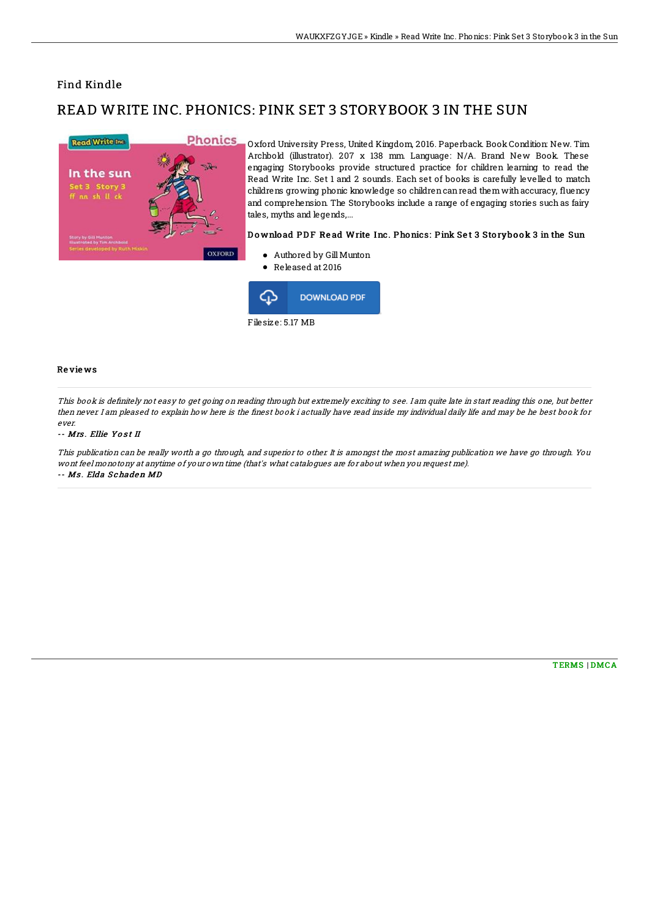Find Kindle

# READ WRITE INC. PHONICS: PINK SET 3 STORYBOOK 3 IN THE SUN

Oxford University Press, United Kingdom, 2016. Paperback. Book Condition: New. Tim Archbold (illustrator). 207 x 138 mm. Language: N/A. Brand New Book. These engaging Storybooks provide structured practice for children learning to read the Read Write Inc. Set 1 and 2 sounds. Each set of books is carefully levelled to match childrens growing phonic knowledge so children can read them with accuracy, fluency and comprehension. The Storybooks include a range of engaging stories such as fairy tales, myths and legends,...

### Download PDF Read Write Inc. Phonics: Pink Set 3 Storybook 3 in the Sun

- Authored by Gill Munton
- Released at 2016

DOWNLOAD PDF

Filesize: 5.17 MB

## Reviews

*This book is definitely not easy to get going on reading through but extremely exciting to see. I am quite late in start reading this one, but better then never. I am pleased to explain how here is the finest book i actually have read inside my individual daily life and may be he best book for ever.*

-- ***Mrs. Ellie Yost II***

*This publication can be really worth a go through, and superior to other. It is amongst the most amazing publication we have go through. You wont feel monotony at anytime of your own time (that's what catalogues are for about when you request me).*

-- ***Ms. Elda Schaden MD***

TERMS | DMCA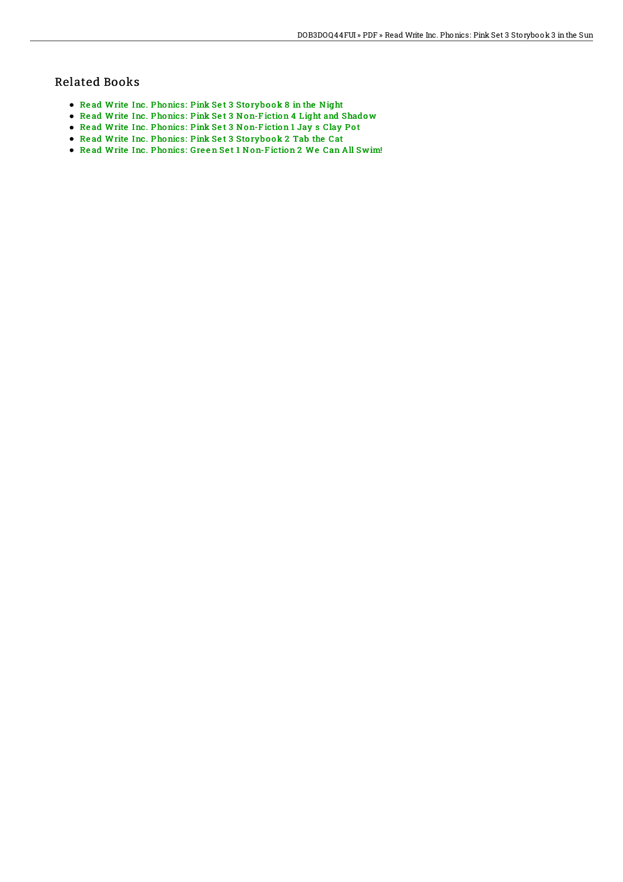## Related Books

- Read Write Inc. Phonics: Pink Set 3 Storybook 8 in the Night
- Read Write Inc. Phonics: Pink Set 3 Non-Fiction 4 Light and Shadow
- Read Write Inc. Phonics: Pink Set 3 Non-Fiction 1 Jay s Clay Pot
- Read Write Inc. Phonics: Pink Set 3 Storybook 2 Tab the Cat
- Read Write Inc. Phonics: Green Set 1 Non-Fiction 2 We Can All Swim!